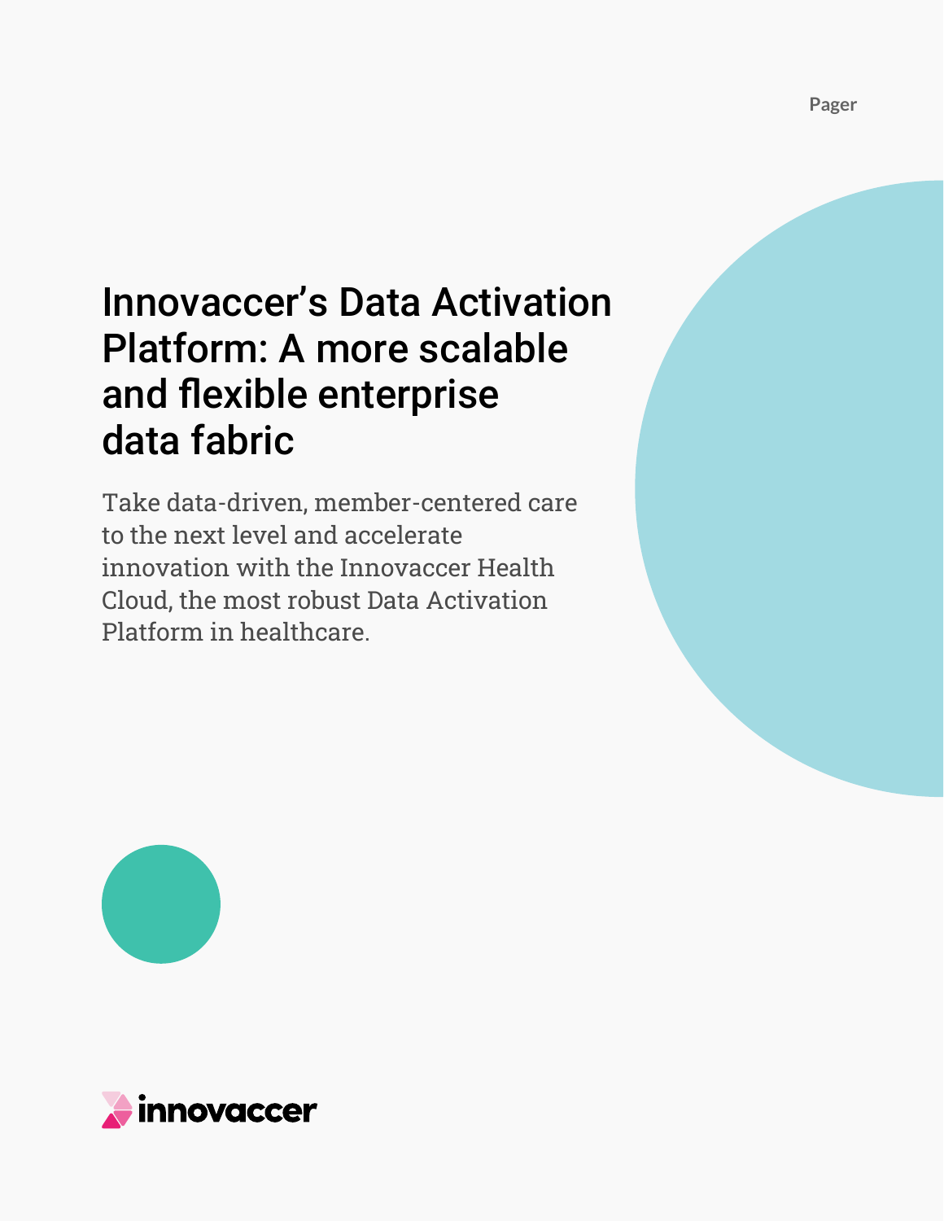Pager

# Innovaccer's Data Activation Platform: A more scalable and flexible enterprise data fabric

Take data-driven, member-centered care to the next level and accelerate innovation with the Innovaccer Health Cloud, the most robust Data Activation Platform in healthcare.

innovaccer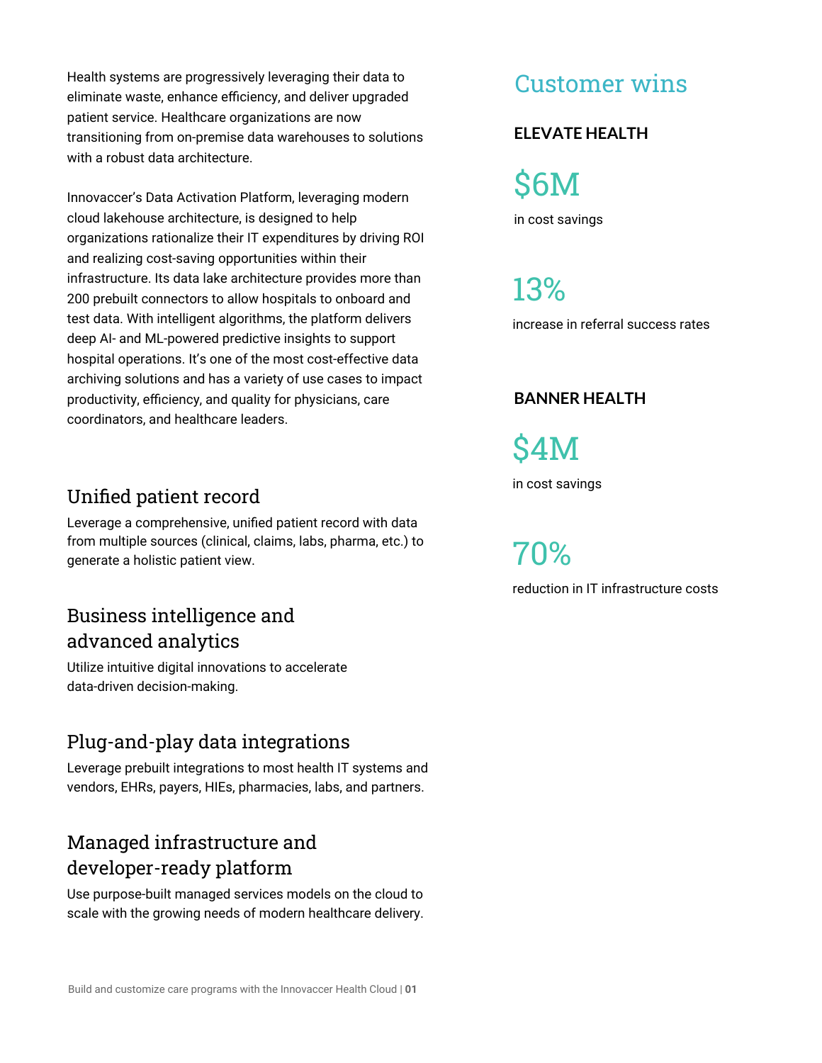Health systems are progressively leveraging their data to eliminate waste, enhance efficiency, and deliver upgraded patient service. Healthcare organizations are now transitioning from on-premise data warehouses to solutions with a robust data architecture.

Innovaccer's Data Activation Platform, leveraging modern cloud lakehouse architecture, is designed to help organizations rationalize their IT expenditures by driving ROI and realizing cost-saving opportunities within their infrastructure. Its data lake architecture provides more than 200 prebuilt connectors to allow hospitals to onboard and test data. With intelligent algorithms, the platform delivers deep AI- and ML-powered predictive insights to support hospital operations. It's one of the most cost-effective data archiving solutions and has a variety of use cases to impact productivity, efficiency, and quality for physicians, care coordinators, and healthcare leaders.

## Unified patient record

Leverage a comprehensive, unified patient record with data from multiple sources (clinical, claims, labs, pharma, etc.) to generate a holistic patient view.

## Business intelligence and advanced analytics

Utilize intuitive digital innovations to accelerate data-driven decision-making.

## Plug-and-play data integrations

Leverage prebuilt integrations to most health IT systems and vendors, EHRs, payers, HIEs, pharmacies, labs, and partners.

## Managed infrastructure and developer-ready platform

Use purpose-built managed services models on the cloud to scale with the growing needs of modern healthcare delivery.

## Customer wins

### ELEVATE HEALTH

**$6M**

in cost savings

**13%**

increase in referral success rates

### BANNER HEALTH

**$4M**

in cost savings

**70%**

reduction in IT infrastructure costs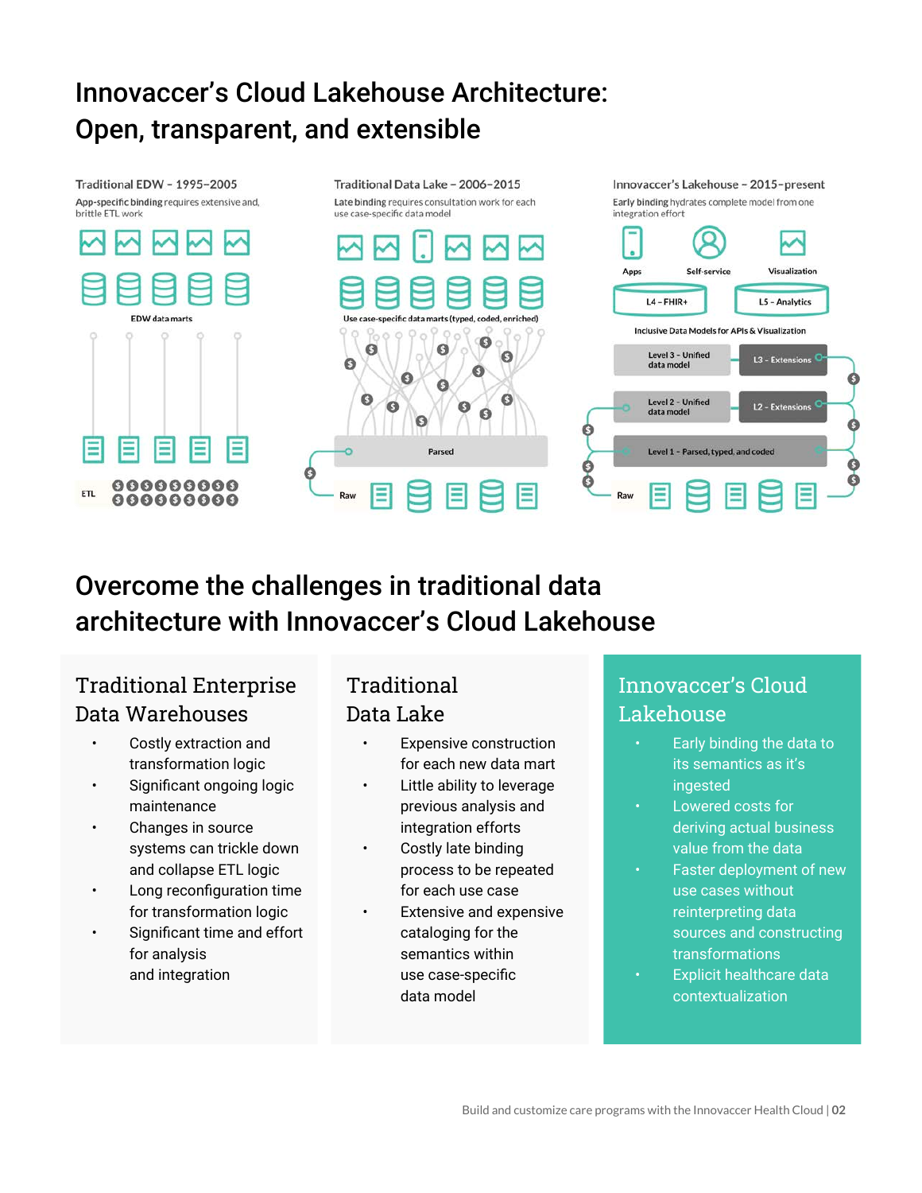# Innovaccer's Cloud Lakehouse Architecture: Open, transparent, and extensible

Traditional EDW – 1995–2005

App-specific binding requires extensive and, brittle ETL work

EDW data marts

ETL

Traditional Data Lake – 2006–2015

Late binding requires consultation work for each use case-specific data model

Use case-specific data marts (typed, coded, enriched)

Parsed

Raw

Innovaccer's Lakehouse – 2015–present

Early binding hydrates complete model from one integration effort

Apps

Self-service

Visualization

L4 – FHIR+

L5 – Analytics

Inclusive Data Models for APIs & Visualization

Level 3 – Unified data model

L3 – Extensions

Level 2 – Unified data model

L2 – Extensions

Level 1 – Parsed, typed, and coded

Raw

# Overcome the challenges in traditional data architecture with Innovaccer's Cloud Lakehouse

## Traditional Enterprise Data Warehouses

- Costly extraction and transformation logic
- Significant ongoing logic maintenance
- Changes in source systems can trickle down and collapse ETL logic
- Long reconfiguration time for transformation logic
- Significant time and effort for analysis and integration

## Traditional Data Lake

- Expensive construction for each new data mart
- Little ability to leverage previous analysis and integration efforts
- Costly late binding process to be repeated for each use case
- Extensive and expensive cataloging for the semantics within use case-specific data model

## Innovaccer's Cloud Lakehouse

- Early binding the data to its semantics as it's ingested
- Lowered costs for deriving actual business value from the data
- Faster deployment of new use cases without reinterpreting data sources and constructing transformations
- Explicit healthcare data contextualization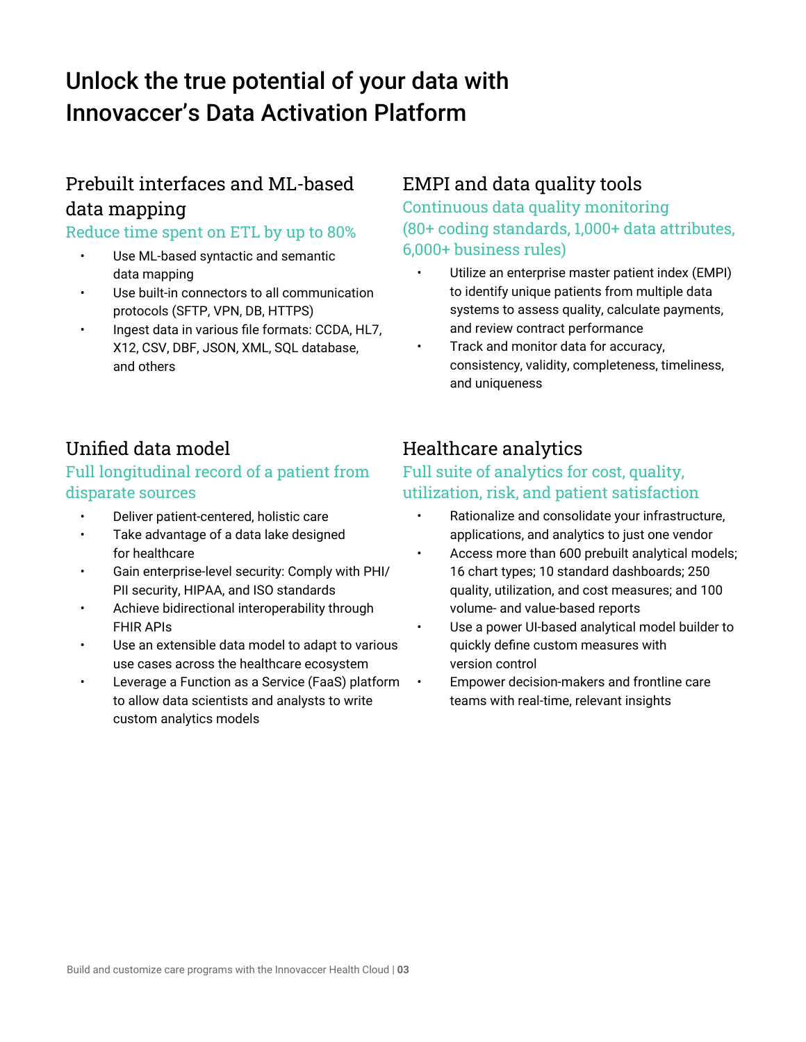# Unlock the true potential of your data with Innovaccer's Data Activation Platform

## Prebuilt interfaces and ML-based data mapping

### Reduce time spent on ETL by up to 80%

- Use ML-based syntactic and semantic data mapping
- Use built-in connectors to all communication protocols (SFTP, VPN, DB, HTTPS)
- Ingest data in various file formats: CCDA, HL7, X12, CSV, DBF, JSON, XML, SQL database, and others

## EMPI and data quality tools

### Continuous data quality monitoring (80+ coding standards, 1,000+ data attributes, 6,000+ business rules)

- Utilize an enterprise master patient index (EMPI) to identify unique patients from multiple data systems to assess quality, calculate payments, and review contract performance
- Track and monitor data for accuracy, consistency, validity, completeness, timeliness, and uniqueness

## Unified data model

### Full longitudinal record of a patient from disparate sources

- Deliver patient-centered, holistic care
- Take advantage of a data lake designed for healthcare
- Gain enterprise-level security: Comply with PHI/PII security, HIPAA, and ISO standards
- Achieve bidirectional interoperability through FHIR APIs
- Use an extensible data model to adapt to various use cases across the healthcare ecosystem
- Leverage a Function as a Service (FaaS) platform to allow data scientists and analysts to write custom analytics models

## Healthcare analytics

### Full suite of analytics for cost, quality, utilization, risk, and patient satisfaction

- Rationalize and consolidate your infrastructure, applications, and analytics to just one vendor
- Access more than 600 prebuilt analytical models; 16 chart types; 10 standard dashboards; 250 quality, utilization, and cost measures; and 100 volume- and value-based reports
- Use a power UI-based analytical model builder to quickly define custom measures with version control
- Empower decision-makers and frontline care teams with real-time, relevant insights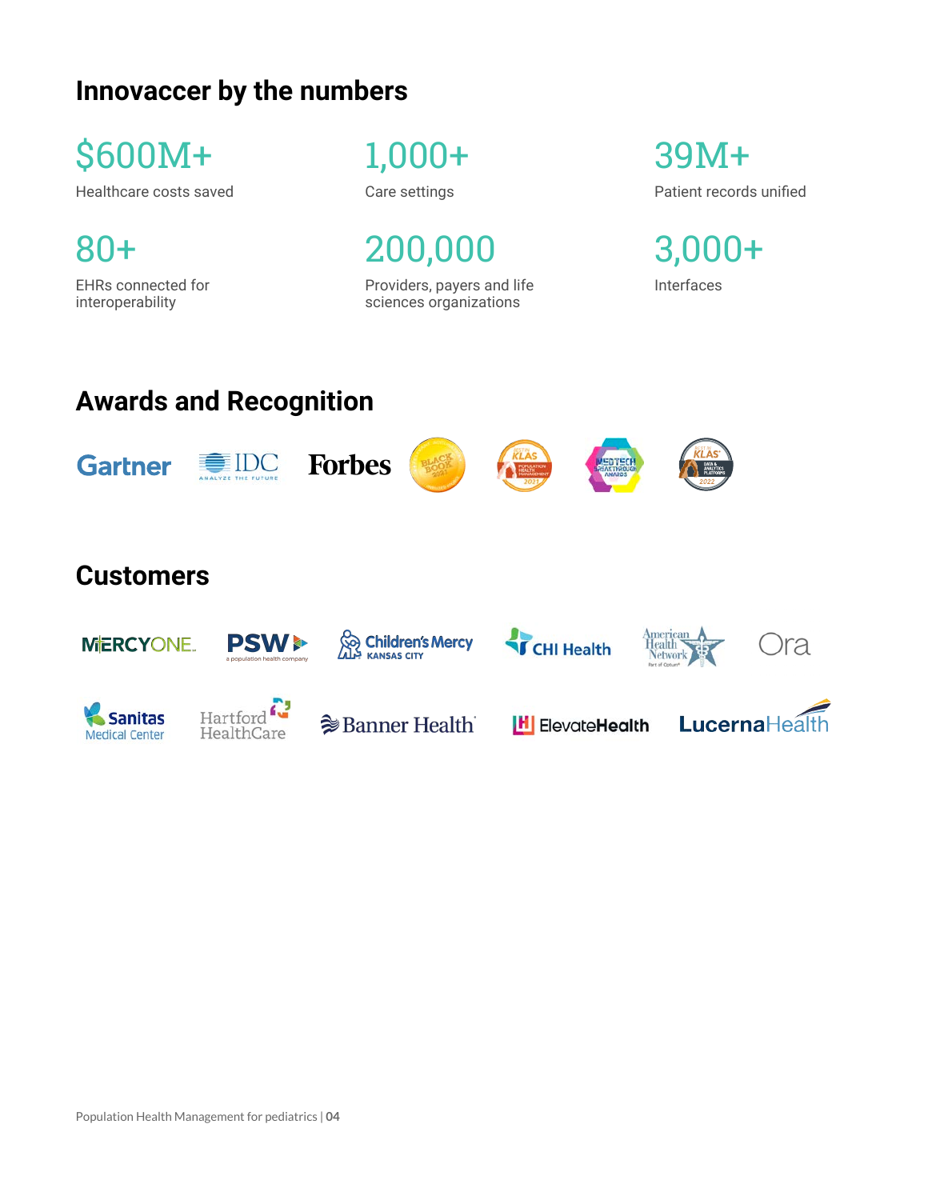## Innovaccer by the numbers

**$600M+**
Healthcare costs saved

**1,000+**
Care settings

**39M+**
Patient records unified

**80+**
EHRs connected for interoperability

**200,000**
Providers, payers and life sciences organizations

**3,000+**
Interfaces

## Awards and Recognition

## Customers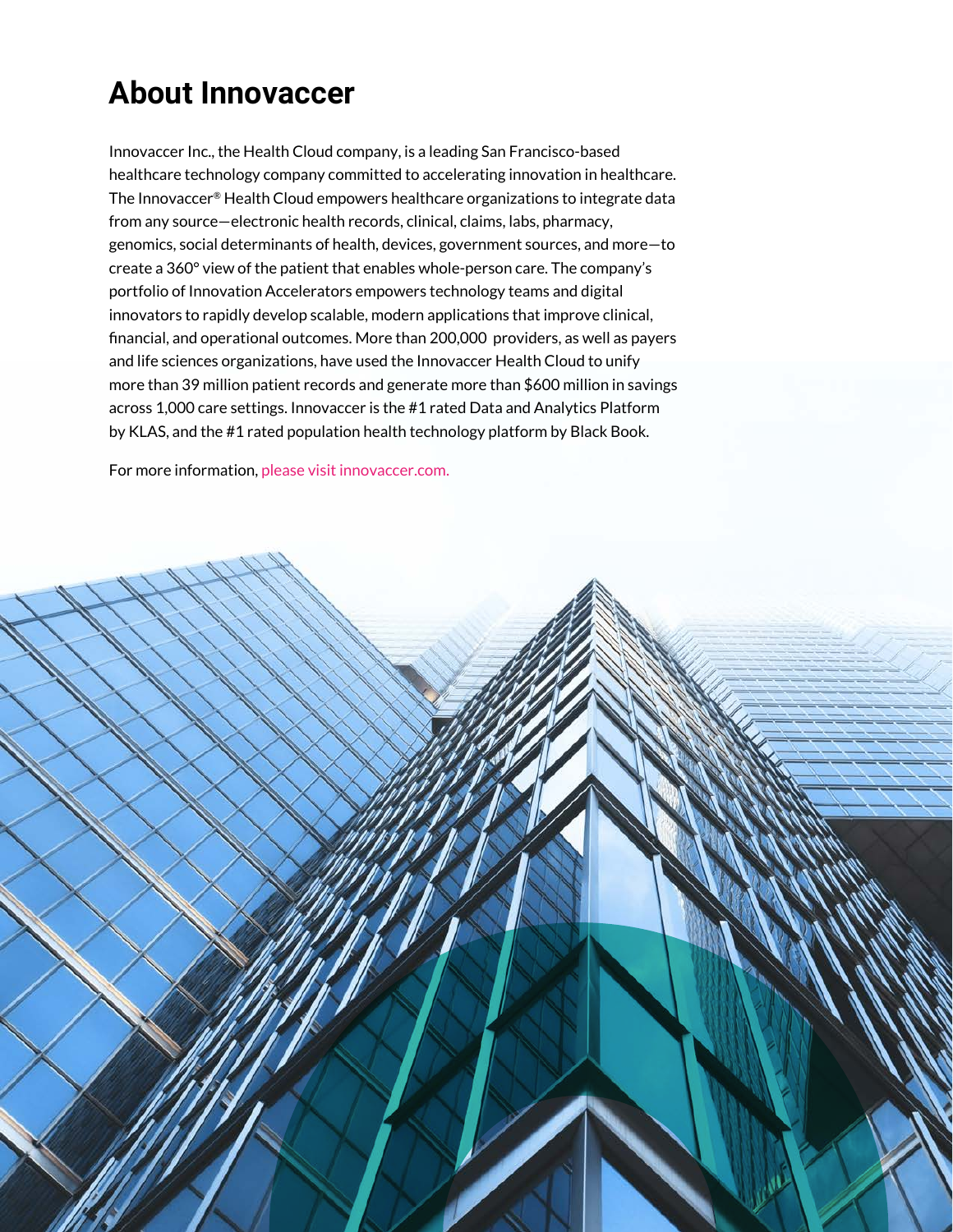# About Innovaccer

Innovaccer Inc., the Health Cloud company, is a leading San Francisco-based healthcare technology company committed to accelerating innovation in healthcare. The Innovaccer® Health Cloud empowers healthcare organizations to integrate data from any source—electronic health records, clinical, claims, labs, pharmacy, genomics, social determinants of health, devices, government sources, and more—to create a 360° view of the patient that enables whole-person care. The company's portfolio of Innovation Accelerators empowers technology teams and digital innovators to rapidly develop scalable, modern applications that improve clinical, financial, and operational outcomes. More than 200,000 providers, as well as payers and life sciences organizations, have used the Innovaccer Health Cloud to unify more than 39 million patient records and generate more than $600 million in savings across 1,000 care settings. Innovaccer is the #1 rated Data and Analytics Platform by KLAS, and the #1 rated population health technology platform by Black Book.

For more information, please visit innovaccer.com.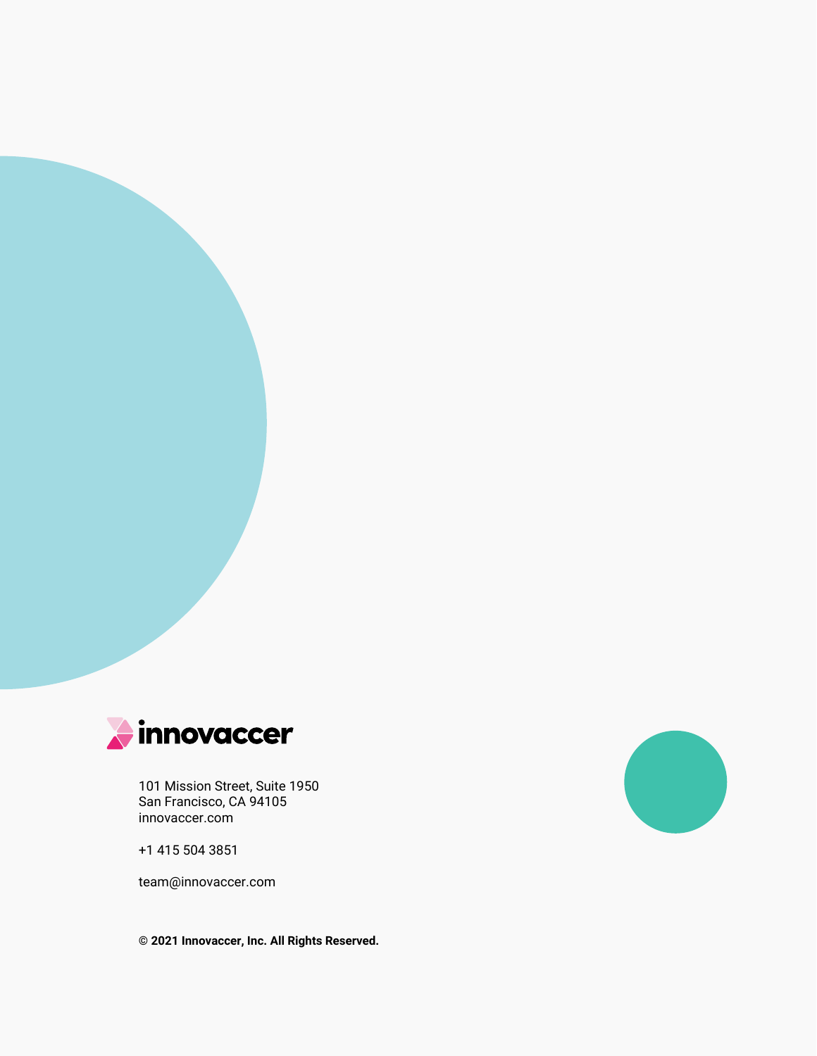innovaccer

101 Mission Street, Suite 1950
San Francisco, CA 94105
innovaccer.com

+1 415 504 3851

team@innovaccer.com

**© 2021 Innovaccer, Inc. All Rights Reserved.**